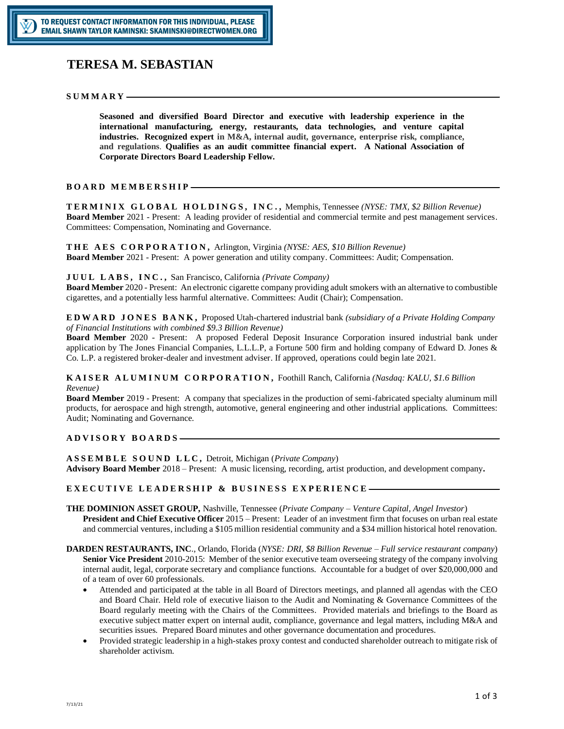TO REQUEST CONTACT INFORMATION FOR THIS INDIVIDUAL, PLEASE EMAIL SHAWN TAYLOR KAMINSKI: SKAMINSKI@DIRECTWOMEN.ORG

# TERESA M. SEBASTIAN

## SUMMARY

**Seasoned and diversified Board Director and executive with leadership experience in the international manufacturing, energy, restaurants, data technologies, and venture capital industries. Recognized expert in M&A, internal audit, governance, enterprise risk, compliance, and regulations. Qualifies as an audit committee financial expert. A National Association of Corporate Directors Board Leadership Fellow.**

## BOARD MEMBERSHIP

**TERMINIX GLOBAL HOLDINGS, INC.,** Memphis, Tennessee *(NYSE: TMX, $2 Billion Revenue)*
**Board Member** 2021 - Present: A leading provider of residential and commercial termite and pest management services. Committees: Compensation, Nominating and Governance.

**THE AES CORPORATION,** Arlington, Virginia *(NYSE: AES, $10 Billion Revenue)*
**Board Member** 2021 - Present: A power generation and utility company. Committees: Audit; Compensation.

**JUUL LABS, INC.,** San Francisco, California *(Private Company)*
**Board Member** 2020 - Present: An electronic cigarette company providing adult smokers with an alternative to combustible cigarettes, and a potentially less harmful alternative. Committees: Audit (Chair); Compensation.

**EDWARD JONES BANK,** Proposed Utah-chartered industrial bank *(subsidiary of a Private Holding Company of Financial Institutions with combined $9.3 Billion Revenue)*
**Board Member** 2020 - Present: A proposed Federal Deposit Insurance Corporation insured industrial bank under application by The Jones Financial Companies, L.L.L.P, a Fortune 500 firm and holding company of Edward D. Jones & Co. L.P. a registered broker-dealer and investment adviser. If approved, operations could begin late 2021.

**KAISER ALUMINUM CORPORATION,** Foothill Ranch, California *(Nasdaq: KALU, $1.6 Billion Revenue)*
**Board Member** 2019 - Present: A company that specializes in the production of semi-fabricated specialty aluminum mill products, for aerospace and high strength, automotive, general engineering and other industrial applications. Committees: Audit; Nominating and Governance.

## ADVISORY BOARDS

**ASSEMBLE SOUND LLC,** Detroit, Michigan (*Private Company*)
**Advisory Board Member** 2018 – Present: A music licensing, recording, artist production, and development company.

## EXECUTIVE LEADERSHIP & BUSINESS EXPERIENCE

**THE DOMINION ASSET GROUP,** Nashville, Tennessee (*Private Company – Venture Capital, Angel Investor*)
**President and Chief Executive Officer** 2015 – Present: Leader of an investment firm that focuses on urban real estate and commercial ventures, including a $105 million residential community and a $34 million historical hotel renovation.

**DARDEN RESTAURANTS, INC**., Orlando, Florida (*NYSE: DRI, $8 Billion Revenue – Full service restaurant company*)
**Senior Vice President** 2010-2015: Member of the senior executive team overseeing strategy of the company involving internal audit, legal, corporate secretary and compliance functions. Accountable for a budget of over $20,000,000 and of a team of over 60 professionals.

- Attended and participated at the table in all Board of Directors meetings, and planned all agendas with the CEO and Board Chair. Held role of executive liaison to the Audit and Nominating & Governance Committees of the Board regularly meeting with the Chairs of the Committees. Provided materials and briefings to the Board as executive subject matter expert on internal audit, compliance, governance and legal matters, including M&A and securities issues. Prepared Board minutes and other governance documentation and procedures.
- Provided strategic leadership in a high-stakes proxy contest and conducted shareholder outreach to mitigate risk of shareholder activism.

7/13/21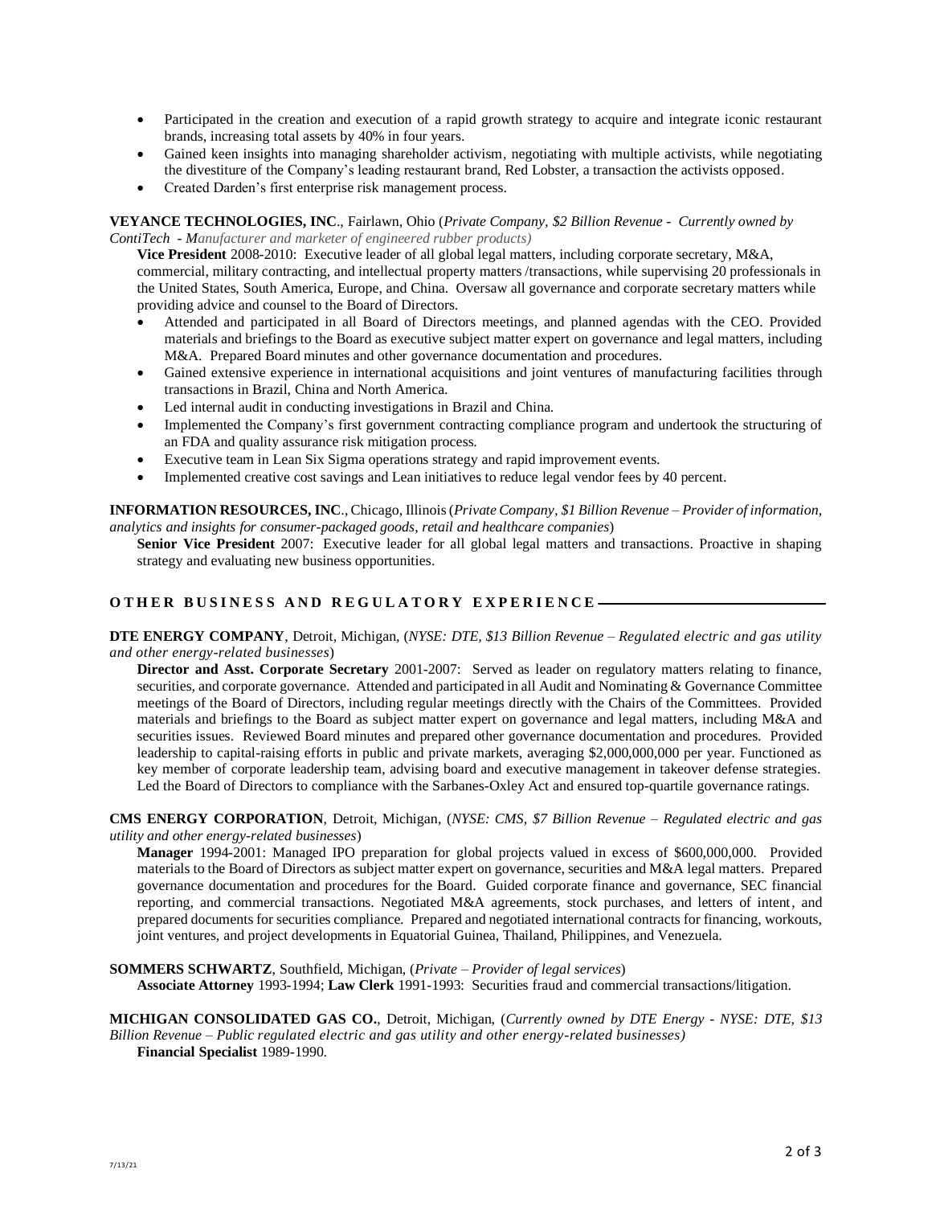- Participated in the creation and execution of a rapid growth strategy to acquire and integrate iconic restaurant brands, increasing total assets by 40% in four years.
- Gained keen insights into managing shareholder activism, negotiating with multiple activists, while negotiating the divestiture of the Company's leading restaurant brand, Red Lobster, a transaction the activists opposed.
- Created Darden's first enterprise risk management process.

**VEYANCE TECHNOLOGIES, INC**., Fairlawn, Ohio (*Private Company, $2 Billion Revenue - Currently owned by ContiTech - Manufacturer and marketer of engineered rubber products)*

**Vice President** 2008-2010: Executive leader of all global legal matters, including corporate secretary, M&A, commercial, military contracting, and intellectual property matters /transactions, while supervising 20 professionals in the United States, South America, Europe, and China. Oversaw all governance and corporate secretary matters while providing advice and counsel to the Board of Directors.

- Attended and participated in all Board of Directors meetings, and planned agendas with the CEO. Provided materials and briefings to the Board as executive subject matter expert on governance and legal matters, including M&A. Prepared Board minutes and other governance documentation and procedures.
- Gained extensive experience in international acquisitions and joint ventures of manufacturing facilities through transactions in Brazil, China and North America.
- Led internal audit in conducting investigations in Brazil and China.
- Implemented the Company's first government contracting compliance program and undertook the structuring of an FDA and quality assurance risk mitigation process.
- Executive team in Lean Six Sigma operations strategy and rapid improvement events.
- Implemented creative cost savings and Lean initiatives to reduce legal vendor fees by 40 percent.

**INFORMATION RESOURCES, INC**., Chicago, Illinois (*Private Company, $1 Billion Revenue – Provider of information, analytics and insights for consumer-packaged goods, retail and healthcare companies*)

**Senior Vice President** 2007: Executive leader for all global legal matters and transactions. Proactive in shaping strategy and evaluating new business opportunities.

## OTHER BUSINESS AND REGULATORY EXPERIENCE

**DTE ENERGY COMPANY**, Detroit, Michigan, (*NYSE: DTE, $13 Billion Revenue – Regulated electric and gas utility and other energy-related businesses*)

**Director and Asst. Corporate Secretary** 2001-2007: Served as leader on regulatory matters relating to finance, securities, and corporate governance. Attended and participated in all Audit and Nominating & Governance Committee meetings of the Board of Directors, including regular meetings directly with the Chairs of the Committees. Provided materials and briefings to the Board as subject matter expert on governance and legal matters, including M&A and securities issues. Reviewed Board minutes and prepared other governance documentation and procedures. Provided leadership to capital-raising efforts in public and private markets, averaging $2,000,000,000 per year. Functioned as key member of corporate leadership team, advising board and executive management in takeover defense strategies. Led the Board of Directors to compliance with the Sarbanes-Oxley Act and ensured top-quartile governance ratings.

**CMS ENERGY CORPORATION**, Detroit, Michigan, (*NYSE: CMS, $7 Billion Revenue – Regulated electric and gas utility and other energy-related businesses*)

**Manager** 1994-2001: Managed IPO preparation for global projects valued in excess of $600,000,000. Provided materials to the Board of Directors as subject matter expert on governance, securities and M&A legal matters. Prepared governance documentation and procedures for the Board. Guided corporate finance and governance, SEC financial reporting, and commercial transactions. Negotiated M&A agreements, stock purchases, and letters of intent, and prepared documents for securities compliance. Prepared and negotiated international contracts for financing, workouts, joint ventures, and project developments in Equatorial Guinea, Thailand, Philippines, and Venezuela.

**SOMMERS SCHWARTZ**, Southfield, Michigan, (*Private – Provider of legal services*)

**Associate Attorney** 1993-1994; **Law Clerk** 1991-1993: Securities fraud and commercial transactions/litigation.

**MICHIGAN CONSOLIDATED GAS CO.**, Detroit, Michigan, (*Currently owned by DTE Energy - NYSE: DTE, $13 Billion Revenue – Public regulated electric and gas utility and other energy-related businesses)*

**Financial Specialist** 1989-1990.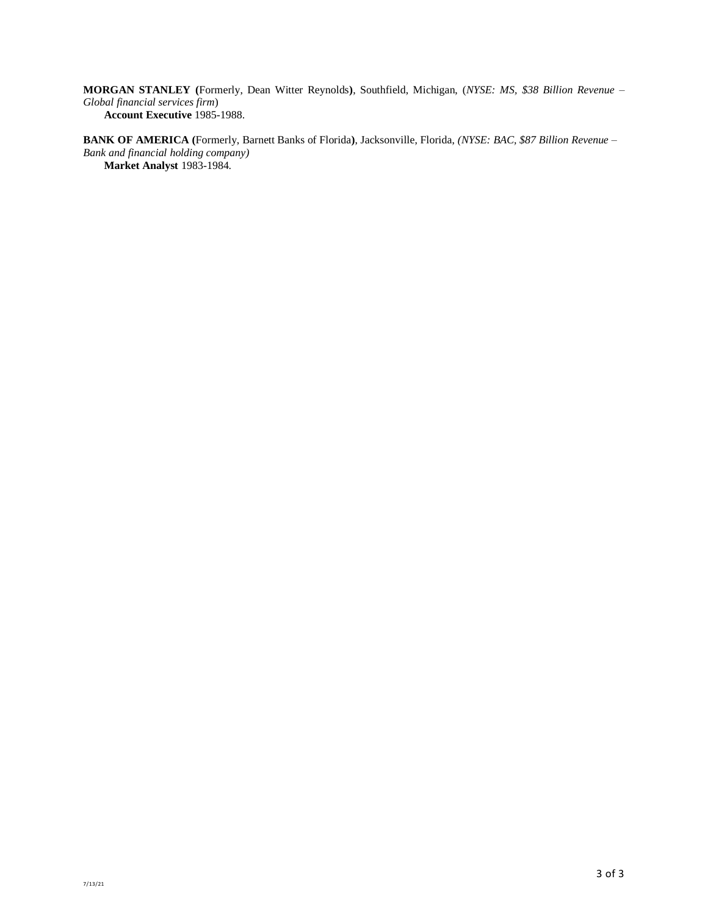**MORGAN STANLEY (**Formerly, Dean Witter Reynolds**)**, Southfield, Michigan, (*NYSE: MS, $38 Billion Revenue – Global financial services firm*)
**Account Executive** 1985-1988.

**BANK OF AMERICA (**Formerly, Barnett Banks of Florida**)**, Jacksonville, Florida, *(NYSE: BAC, $87 Billion Revenue – Bank and financial holding company)*
**Market Analyst** 1983-1984.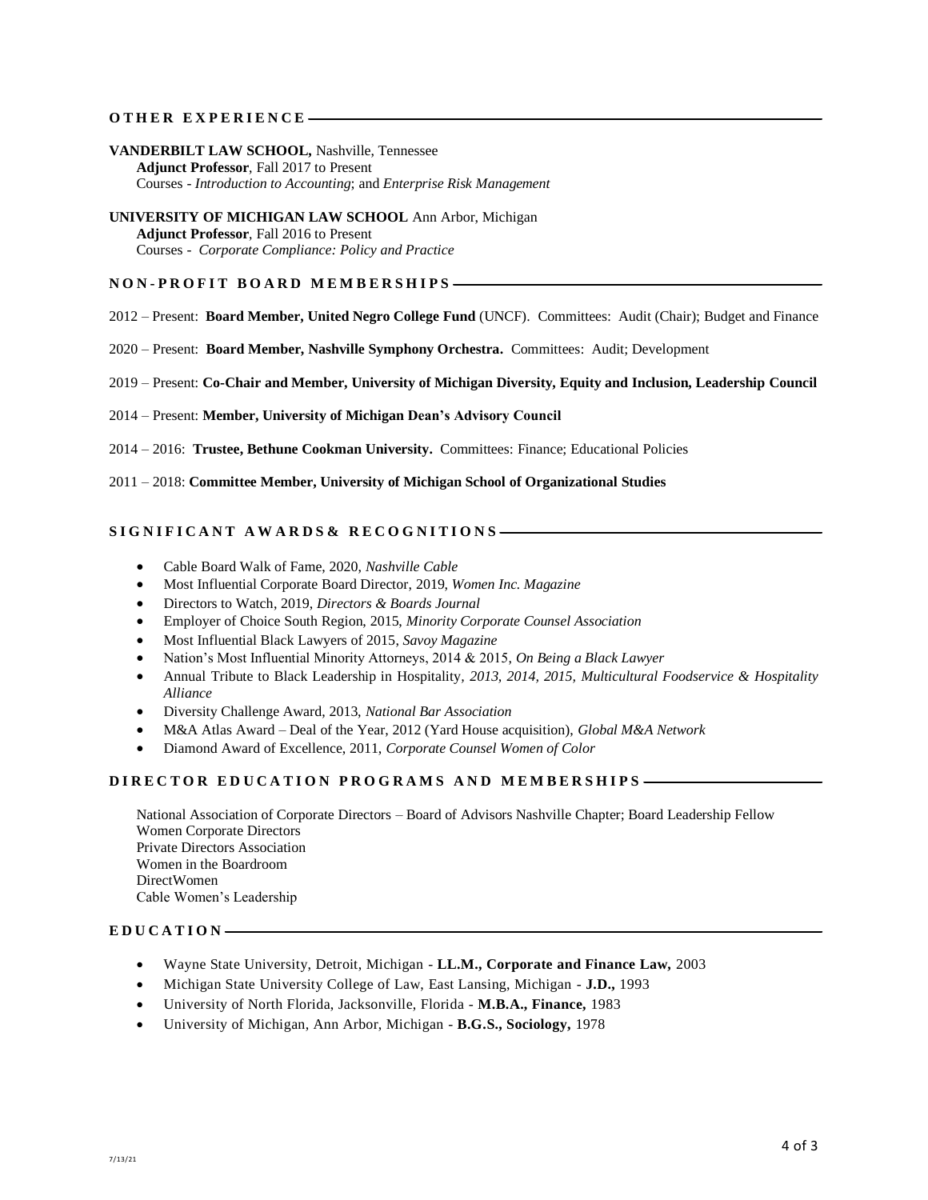## OTHER EXPERIENCE

**VANDERBILT LAW SCHOOL,** Nashville, Tennessee
**Adjunct Professor**, Fall 2017 to Present
Courses - *Introduction to Accounting*; and *Enterprise Risk Management*

**UNIVERSITY OF MICHIGAN LAW SCHOOL** Ann Arbor, Michigan
**Adjunct Professor**, Fall 2016 to Present
Courses - *Corporate Compliance: Policy and Practice*

## NON-PROFIT BOARD MEMBERSHIPS

2012 – Present: **Board Member, United Negro College Fund** (UNCF). Committees: Audit (Chair); Budget and Finance

2020 – Present: **Board Member, Nashville Symphony Orchestra.** Committees: Audit; Development

2019 – Present: **Co-Chair and Member, University of Michigan Diversity, Equity and Inclusion, Leadership Council**

2014 – Present: **Member, University of Michigan Dean's Advisory Council**

2014 – 2016: **Trustee, Bethune Cookman University.** Committees: Finance; Educational Policies

2011 – 2018: **Committee Member, University of Michigan School of Organizational Studies**

## SIGNIFICANT AWARDS& RECOGNITIONS

- Cable Board Walk of Fame, 2020, *Nashville Cable*
- Most Influential Corporate Board Director, 2019, *Women Inc. Magazine*
- Directors to Watch, 2019, *Directors & Boards Journal*
- Employer of Choice South Region, 2015, *Minority Corporate Counsel Association*
- Most Influential Black Lawyers of 2015, *Savoy Magazine*
- Nation's Most Influential Minority Attorneys, 2014 & 2015, *On Being a Black Lawyer*
- Annual Tribute to Black Leadership in Hospitality, *2013, 2014, 2015, Multicultural Foodservice & Hospitality Alliance*
- Diversity Challenge Award, 2013, *National Bar Association*
- M&A Atlas Award – Deal of the Year, 2012 (Yard House acquisition), *Global M&A Network*
- Diamond Award of Excellence, 2011, *Corporate Counsel Women of Color*

## DIRECTOR EDUCATION PROGRAMS AND MEMBERSHIPS

National Association of Corporate Directors – Board of Advisors Nashville Chapter; Board Leadership Fellow
Women Corporate Directors
Private Directors Association
Women in the Boardroom
DirectWomen
Cable Women's Leadership

## EDUCATION

- Wayne State University, Detroit, Michigan - **LL.M., Corporate and Finance Law,** 2003
- Michigan State University College of Law, East Lansing, Michigan - **J.D.,** 1993
- University of North Florida, Jacksonville, Florida - **M.B.A., Finance,** 1983
- University of Michigan, Ann Arbor, Michigan - **B.G.S., Sociology,** 1978